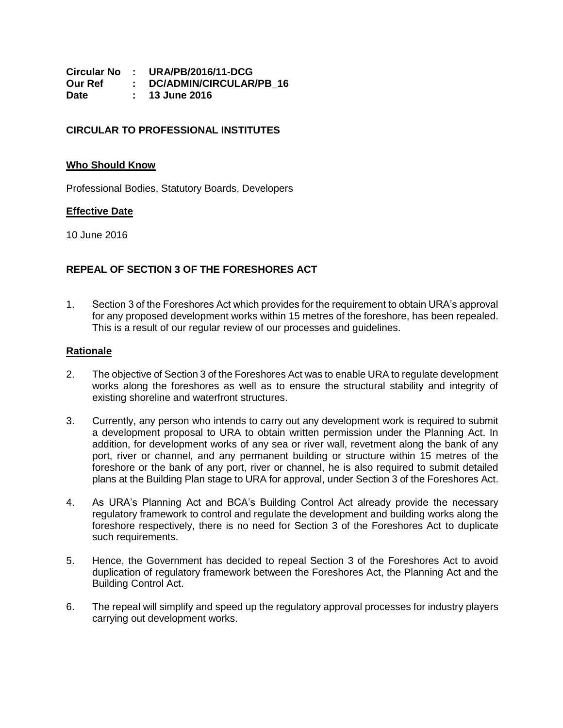**Circular No : URA/PB/2016/11-DCG**
**Our Ref : DC/ADMIN/CIRCULAR/PB_16**
**Date : 13 June 2016**

**CIRCULAR TO PROFESSIONAL INSTITUTES**

**Who Should Know**

Professional Bodies, Statutory Boards, Developers

**Effective Date**

10 June 2016

## REPEAL OF SECTION 3 OF THE FORESHORES ACT

1. Section 3 of the Foreshores Act which provides for the requirement to obtain URA's approval for any proposed development works within 15 metres of the foreshore, has been repealed. This is a result of our regular review of our processes and guidelines.

**Rationale**

2. The objective of Section 3 of the Foreshores Act was to enable URA to regulate development works along the foreshores as well as to ensure the structural stability and integrity of existing shoreline and waterfront structures.

3. Currently, any person who intends to carry out any development work is required to submit a development proposal to URA to obtain written permission under the Planning Act. In addition, for development works of any sea or river wall, revetment along the bank of any port, river or channel, and any permanent building or structure within 15 metres of the foreshore or the bank of any port, river or channel, he is also required to submit detailed plans at the Building Plan stage to URA for approval, under Section 3 of the Foreshores Act.

4. As URA's Planning Act and BCA's Building Control Act already provide the necessary regulatory framework to control and regulate the development and building works along the foreshore respectively, there is no need for Section 3 of the Foreshores Act to duplicate such requirements.

5. Hence, the Government has decided to repeal Section 3 of the Foreshores Act to avoid duplication of regulatory framework between the Foreshores Act, the Planning Act and the Building Control Act.

6. The repeal will simplify and speed up the regulatory approval processes for industry players carrying out development works.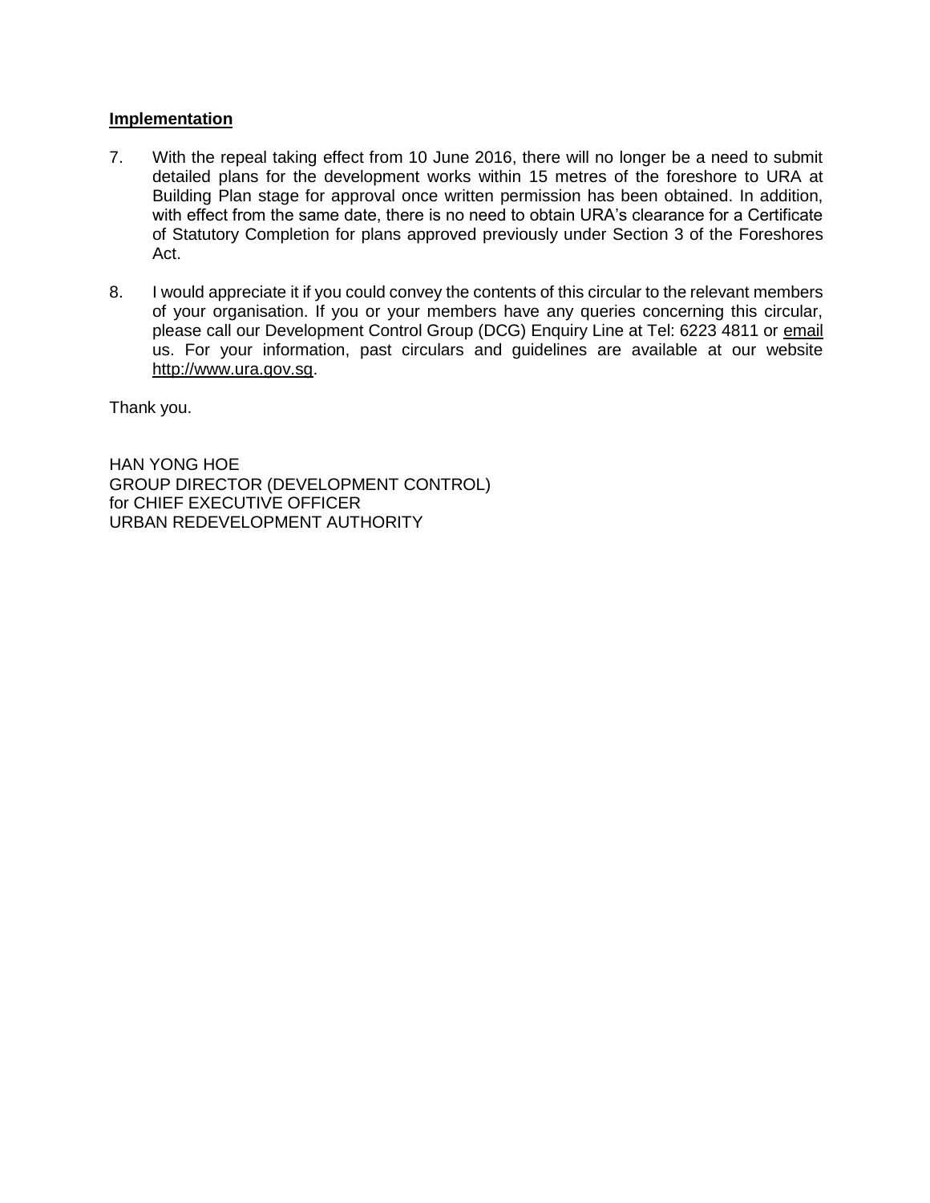**Implementation**

7. With the repeal taking effect from 10 June 2016, there will no longer be a need to submit detailed plans for the development works within 15 metres of the foreshore to URA at Building Plan stage for approval once written permission has been obtained. In addition, with effect from the same date, there is no need to obtain URA's clearance for a Certificate of Statutory Completion for plans approved previously under Section 3 of the Foreshores Act.

8. I would appreciate it if you could convey the contents of this circular to the relevant members of your organisation. If you or your members have any queries concerning this circular, please call our Development Control Group (DCG) Enquiry Line at Tel: 6223 4811 or email us. For your information, past circulars and guidelines are available at our website http://www.ura.gov.sg.

Thank you.

HAN YONG HOE
GROUP DIRECTOR (DEVELOPMENT CONTROL)
for CHIEF EXECUTIVE OFFICER
URBAN REDEVELOPMENT AUTHORITY